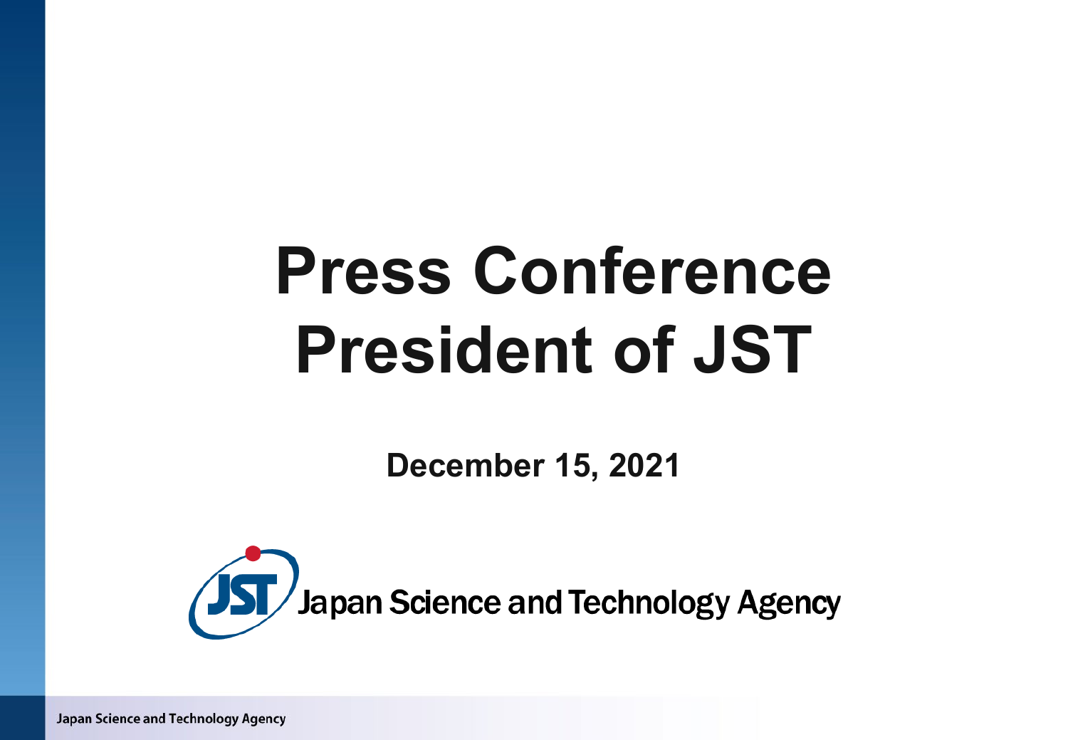# Press Conference President of JST

**December 15, 2021**

Japan Science and Technology Agency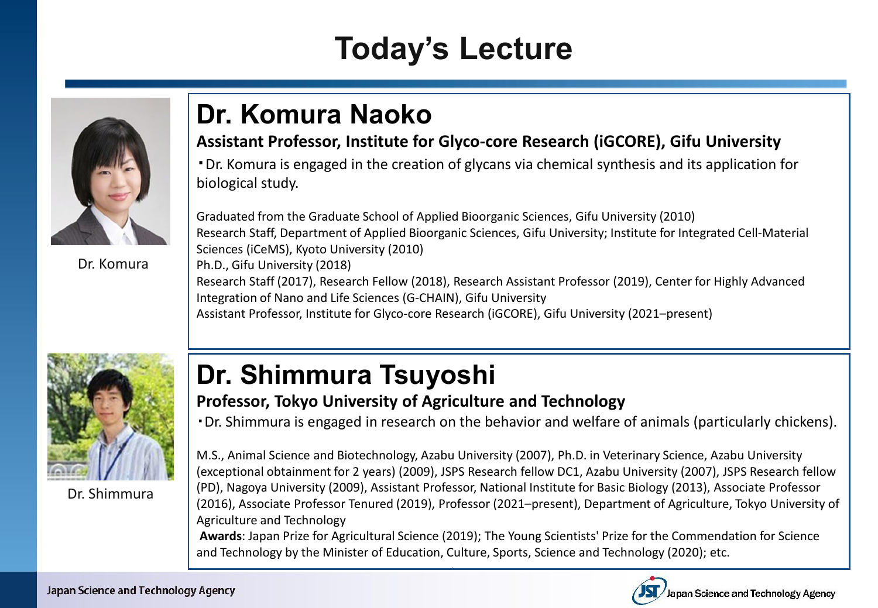# Today's Lecture

Dr. Komura

## Dr. Komura Naoko

**Assistant Professor, Institute for Glyco-core Research (iGCORE), Gifu University**

・Dr. Komura is engaged in the creation of glycans via chemical synthesis and its application for biological study.

Graduated from the Graduate School of Applied Bioorganic Sciences, Gifu University (2010)
Research Staff, Department of Applied Bioorganic Sciences, Gifu University; Institute for Integrated Cell-Material Sciences (iCeMS), Kyoto University (2010)
Ph.D., Gifu University (2018)
Research Staff (2017), Research Fellow (2018), Research Assistant Professor (2019), Center for Highly Advanced Integration of Nano and Life Sciences (G-CHAIN), Gifu University
Assistant Professor, Institute for Glyco-core Research (iGCORE), Gifu University (2021–present)

Dr. Shimmura

## Dr. Shimmura Tsuyoshi

**Professor, Tokyo University of Agriculture and Technology**

・Dr. Shimmura is engaged in research on the behavior and welfare of animals (particularly chickens).

M.S., Animal Science and Biotechnology, Azabu University (2007), Ph.D. in Veterinary Science, Azabu University (exceptional obtainment for 2 years) (2009), JSPS Research fellow DC1, Azabu University (2007), JSPS Research fellow (PD), Nagoya University (2009), Assistant Professor, National Institute for Basic Biology (2013), Associate Professor (2016), Associate Professor Tenured (2019), Professor (2021–present), Department of Agriculture, Tokyo University of Agriculture and Technology

**Awards**: Japan Prize for Agricultural Science (2019); The Young Scientists' Prize for the Commendation for Science and Technology by the Minister of Education, Culture, Sports, Science and Technology (2020); etc.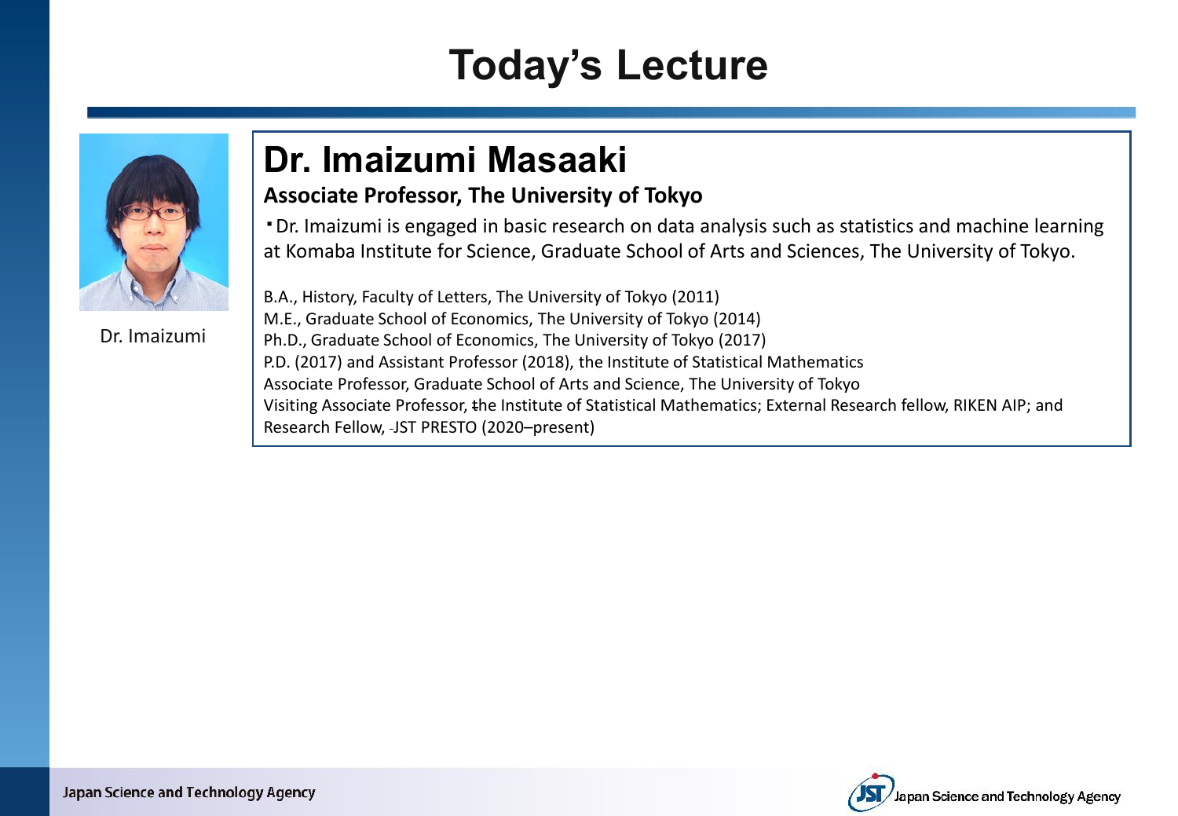# Today's Lecture

Dr. Imaizumi

## Dr. Imaizumi Masaaki

**Associate Professor, The University of Tokyo**

・Dr. Imaizumi is engaged in basic research on data analysis such as statistics and machine learning at Komaba Institute for Science, Graduate School of Arts and Sciences, The University of Tokyo.

B.A., History, Faculty of Letters, The University of Tokyo (2011)
M.E., Graduate School of Economics, The University of Tokyo (2014)
Ph.D., Graduate School of Economics, The University of Tokyo (2017)
P.D. (2017) and Assistant Professor (2018), the Institute of Statistical Mathematics
Associate Professor, Graduate School of Arts and Science, The University of Tokyo
Visiting Associate Professor, the Institute of Statistical Mathematics; External Research fellow, RIKEN AIP; and Research Fellow, JST PRESTO (2020–present)